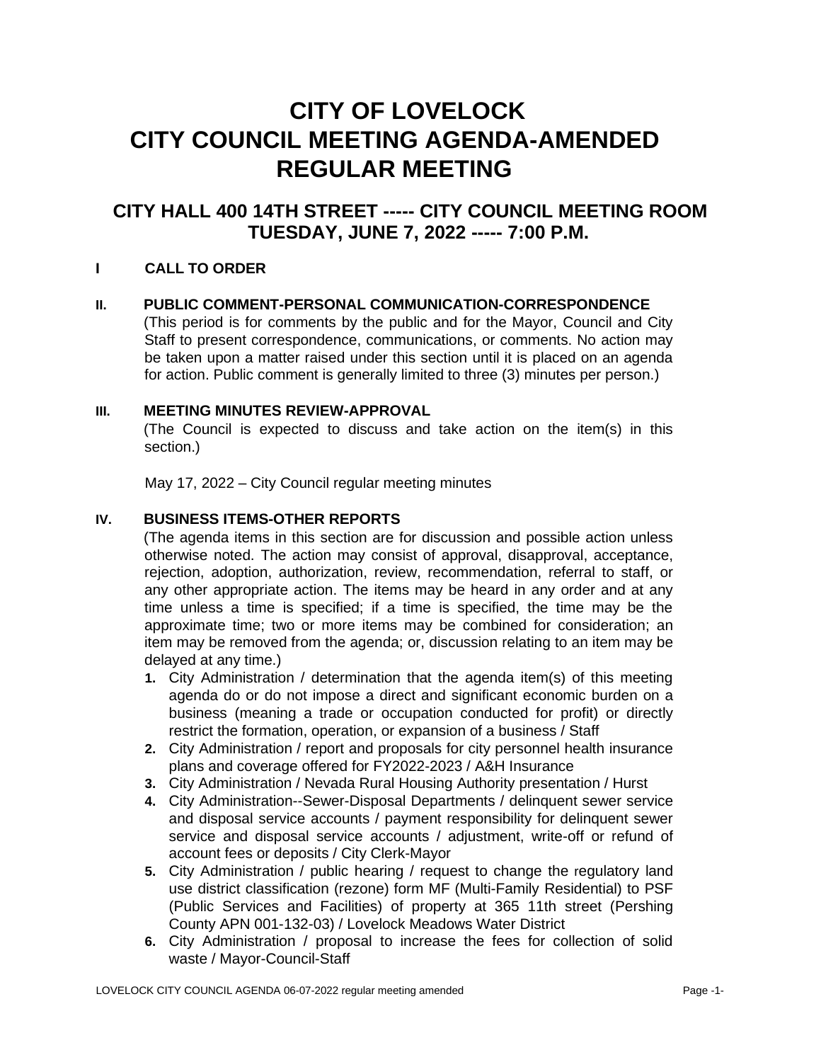# CITY OF LOVELOCK
# CITY COUNCIL MEETING AGENDA-AMENDED
# REGULAR MEETING

## CITY HALL 400 14TH STREET ----- CITY COUNCIL MEETING ROOM
## TUESDAY, JUNE 7, 2022 ----- 7:00 P.M.

### I CALL TO ORDER

### II. PUBLIC COMMENT-PERSONAL COMMUNICATION-CORRESPONDENCE

(This period is for comments by the public and for the Mayor, Council and City Staff to present correspondence, communications, or comments. No action may be taken upon a matter raised under this section until it is placed on an agenda for action. Public comment is generally limited to three (3) minutes per person.)

### III. MEETING MINUTES REVIEW-APPROVAL

(The Council is expected to discuss and take action on the item(s) in this section.)

May 17, 2022 – City Council regular meeting minutes

### IV. BUSINESS ITEMS-OTHER REPORTS

(The agenda items in this section are for discussion and possible action unless otherwise noted. The action may consist of approval, disapproval, acceptance, rejection, adoption, authorization, review, recommendation, referral to staff, or any other appropriate action. The items may be heard in any order and at any time unless a time is specified; if a time is specified, the time may be the approximate time; two or more items may be combined for consideration; an item may be removed from the agenda; or, discussion relating to an item may be delayed at any time.)

1. City Administration / determination that the agenda item(s) of this meeting agenda do or do not impose a direct and significant economic burden on a business (meaning a trade or occupation conducted for profit) or directly restrict the formation, operation, or expansion of a business / Staff
2. City Administration / report and proposals for city personnel health insurance plans and coverage offered for FY2022-2023 / A&H Insurance
3. City Administration / Nevada Rural Housing Authority presentation / Hurst
4. City Administration--Sewer-Disposal Departments / delinquent sewer service and disposal service accounts / payment responsibility for delinquent sewer service and disposal service accounts / adjustment, write-off or refund of account fees or deposits / City Clerk-Mayor
5. City Administration / public hearing / request to change the regulatory land use district classification (rezone) form MF (Multi-Family Residential) to PSF (Public Services and Facilities) of property at 365 11th street (Pershing County APN 001-132-03) / Lovelock Meadows Water District
6. City Administration / proposal to increase the fees for collection of solid waste / Mayor-Council-Staff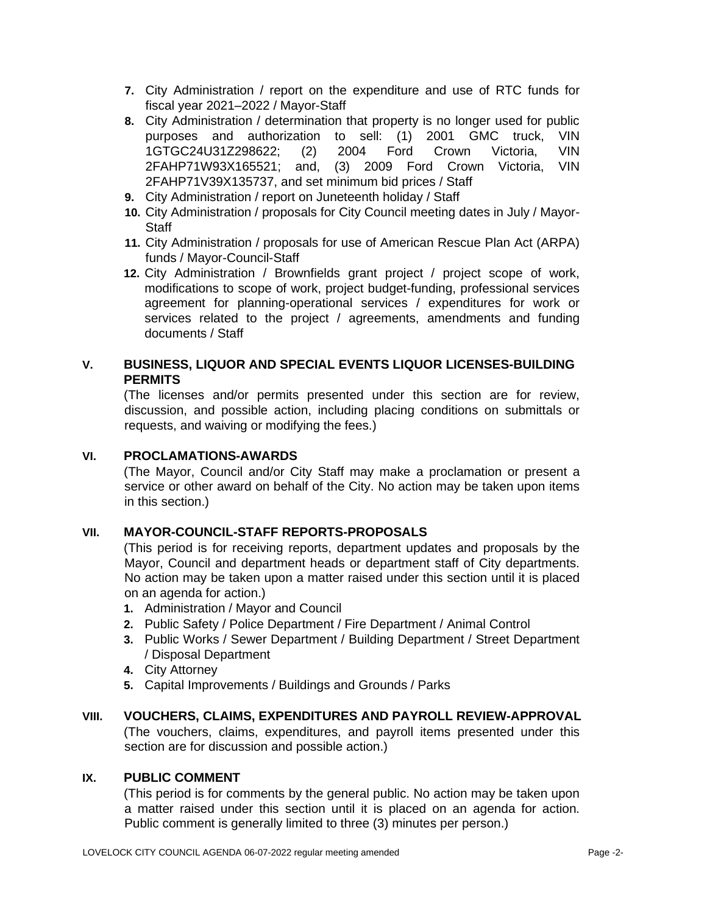7. City Administration / report on the expenditure and use of RTC funds for fiscal year 2021–2022 / Mayor-Staff
8. City Administration / determination that property is no longer used for public purposes and authorization to sell: (1) 2001 GMC truck, VIN 1GTGC24U31Z298622; (2) 2004 Ford Crown Victoria, VIN 2FAHP71W93X165521; and, (3) 2009 Ford Crown Victoria, VIN 2FAHP71V39X135737, and set minimum bid prices / Staff
9. City Administration / report on Juneteenth holiday / Staff
10. City Administration / proposals for City Council meeting dates in July / Mayor-Staff
11. City Administration / proposals for use of American Rescue Plan Act (ARPA) funds / Mayor-Council-Staff
12. City Administration / Brownfields grant project / project scope of work, modifications to scope of work, project budget-funding, professional services agreement for planning-operational services / expenditures for work or services related to the project / agreements, amendments and funding documents / Staff

## V. BUSINESS, LIQUOR AND SPECIAL EVENTS LIQUOR LICENSES-BUILDING PERMITS

(The licenses and/or permits presented under this section are for review, discussion, and possible action, including placing conditions on submittals or requests, and waiving or modifying the fees.)

## VI. PROCLAMATIONS-AWARDS

(The Mayor, Council and/or City Staff may make a proclamation or present a service or other award on behalf of the City. No action may be taken upon items in this section.)

## VII. MAYOR-COUNCIL-STAFF REPORTS-PROPOSALS

(This period is for receiving reports, department updates and proposals by the Mayor, Council and department heads or department staff of City departments. No action may be taken upon a matter raised under this section until it is placed on an agenda for action.)

1. Administration / Mayor and Council
2. Public Safety / Police Department / Fire Department / Animal Control
3. Public Works / Sewer Department / Building Department / Street Department / Disposal Department
4. City Attorney
5. Capital Improvements / Buildings and Grounds / Parks

## VIII. VOUCHERS, CLAIMS, EXPENDITURES AND PAYROLL REVIEW-APPROVAL

(The vouchers, claims, expenditures, and payroll items presented under this section are for discussion and possible action.)

## IX. PUBLIC COMMENT

(This period is for comments by the general public. No action may be taken upon a matter raised under this section until it is placed on an agenda for action. Public comment is generally limited to three (3) minutes per person.)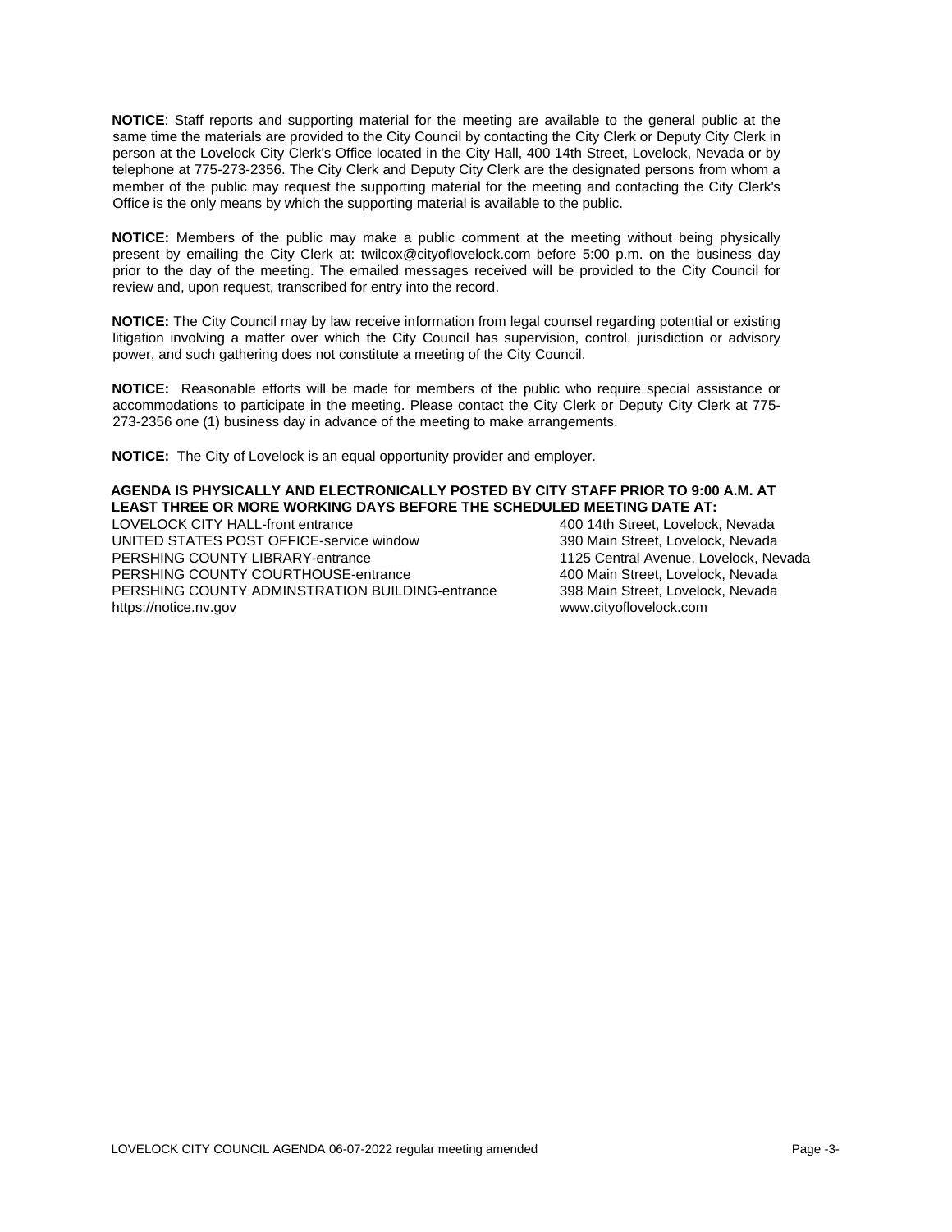**NOTICE**: Staff reports and supporting material for the meeting are available to the general public at the same time the materials are provided to the City Council by contacting the City Clerk or Deputy City Clerk in person at the Lovelock City Clerk's Office located in the City Hall, 400 14th Street, Lovelock, Nevada or by telephone at 775-273-2356. The City Clerk and Deputy City Clerk are the designated persons from whom a member of the public may request the supporting material for the meeting and contacting the City Clerk's Office is the only means by which the supporting material is available to the public.

**NOTICE:** Members of the public may make a public comment at the meeting without being physically present by emailing the City Clerk at: twilcox@cityoflovelock.com before 5:00 p.m. on the business day prior to the day of the meeting. The emailed messages received will be provided to the City Council for review and, upon request, transcribed for entry into the record.

**NOTICE:** The City Council may by law receive information from legal counsel regarding potential or existing litigation involving a matter over which the City Council has supervision, control, jurisdiction or advisory power, and such gathering does not constitute a meeting of the City Council.

**NOTICE:** Reasonable efforts will be made for members of the public who require special assistance or accommodations to participate in the meeting. Please contact the City Clerk or Deputy City Clerk at 775-273-2356 one (1) business day in advance of the meeting to make arrangements.

**NOTICE:** The City of Lovelock is an equal opportunity provider and employer.

**AGENDA IS PHYSICALLY AND ELECTRONICALLY POSTED BY CITY STAFF PRIOR TO 9:00 A.M. AT LEAST THREE OR MORE WORKING DAYS BEFORE THE SCHEDULED MEETING DATE AT:**

| | |
|---|---|
| LOVELOCK CITY HALL-front entrance | 400 14th Street, Lovelock, Nevada |
| UNITED STATES POST OFFICE-service window | 390 Main Street, Lovelock, Nevada |
| PERSHING COUNTY LIBRARY-entrance | 1125 Central Avenue, Lovelock, Nevada |
| PERSHING COUNTY COURTHOUSE-entrance | 400 Main Street, Lovelock, Nevada |
| PERSHING COUNTY ADMINSTRATION BUILDING-entrance | 398 Main Street, Lovelock, Nevada |
| https://notice.nv.gov | www.cityoflovelock.com |